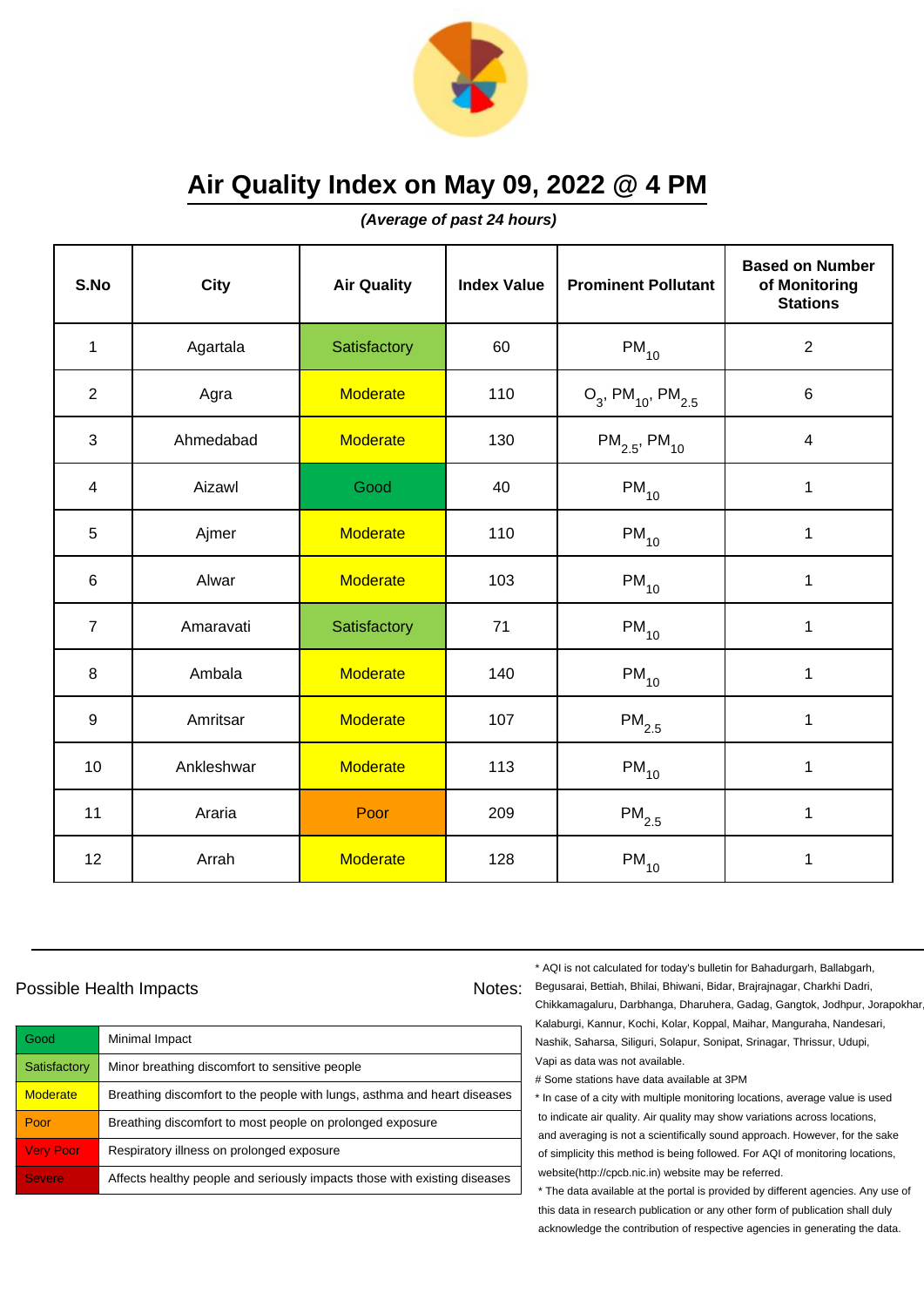# Air Quality Index on May 09, 2022 @ 4 PM

***(Average of past 24 hours)***

| S.No | City | Air Quality | Index Value | Prominent Pollutant | Based on Number of Monitoring Stations |
|---|---|---|---|---|---|
| 1 | Agartala | Satisfactory | 60 | $PM_{10}$ | 2 |
| 2 | Agra | Moderate | 110 | $O_3$, $PM_{10}$, $PM_{2.5}$ | 6 |
| 3 | Ahmedabad | Moderate | 130 | $PM_{2.5}$, $PM_{10}$ | 4 |
| 4 | Aizawl | Good | 40 | $PM_{10}$ | 1 |
| 5 | Ajmer | Moderate | 110 | $PM_{10}$ | 1 |
| 6 | Alwar | Moderate | 103 | $PM_{10}$ | 1 |
| 7 | Amaravati | Satisfactory | 71 | $PM_{10}$ | 1 |
| 8 | Ambala | Moderate | 140 | $PM_{10}$ | 1 |
| 9 | Amritsar | Moderate | 107 | $PM_{2.5}$ | 1 |
| 10 | Ankleshwar | Moderate | 113 | $PM_{10}$ | 1 |
| 11 | Araria | Poor | 209 | $PM_{2.5}$ | 1 |
| 12 | Arrah | Moderate | 128 | $PM_{10}$ | 1 |

Possible Health Impacts

| | |
|---|---|
| Good | Minimal Impact |
| Satisfactory | Minor breathing discomfort to sensitive people |
| Moderate | Breathing discomfort to the people with lungs, asthma and heart diseases |
| Poor | Breathing discomfort to most people on prolonged exposure |
| Very Poor | Respiratory illness on prolonged exposure |
| Severe | Affects healthy people and seriously impacts those with existing diseases |

Notes:

* AQI is not calculated for today's bulletin for Bahadurgarh, Ballabgarh, Begusarai, Bettiah, Bhilai, Bhiwani, Bidar, Brajrajnagar, Charkhi Dadri, Chikkamagaluru, Darbhanga, Dharuhera, Gadag, Gangtok, Jodhpur, Jorapokhar, Kalaburgi, Kannur, Kochi, Kolar, Koppal, Maihar, Manguraha, Nandesari, Nashik, Saharsa, Siliguri, Solapur, Sonipat, Srinagar, Thrissur, Udupi, Vapi as data was not available.

# Some stations have data available at 3PM

* In case of a city with multiple monitoring locations, average value is used to indicate air quality. Air quality may show variations across locations, and averaging is not a scientifically sound approach. However, for the sake of simplicity this method is being followed. For AQI of monitoring locations, website(http://cpcb.nic.in) website may be referred.

* The data available at the portal is provided by different agencies. Any use of this data in research publication or any other form of publication shall duly acknowledge the contribution of respective agencies in generating the data.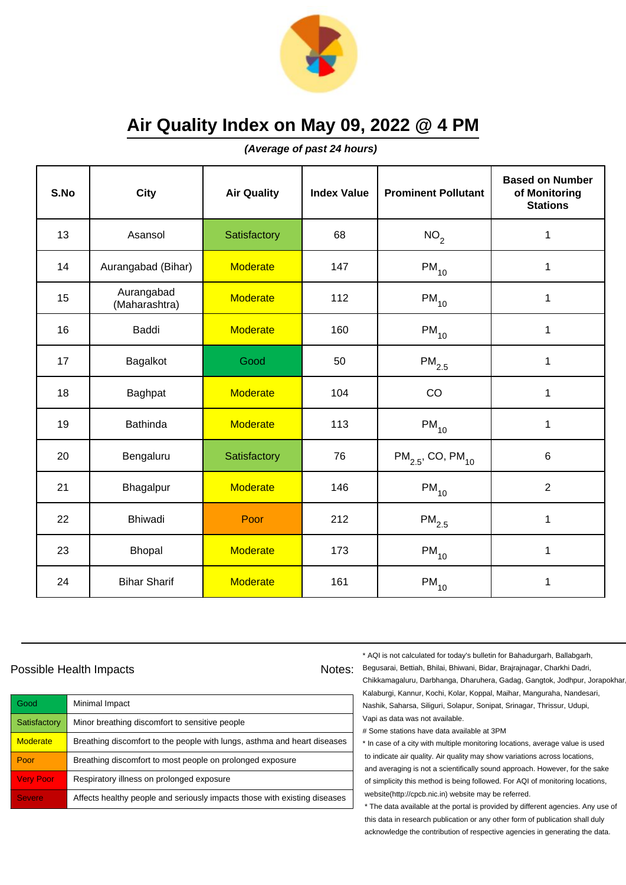# Air Quality Index on May 09, 2022 @ 4 PM

***(Average of past 24 hours)***

| S.No | City | Air Quality | Index Value | Prominent Pollutant | Based on Number of Monitoring Stations |
|---|---|---|---|---|---|
| 13 | Asansol | Satisfactory | 68 | $NO_2$ | 1 |
| 14 | Aurangabad (Bihar) | Moderate | 147 | $PM_{10}$ | 1 |
| 15 | Aurangabad (Maharashtra) | Moderate | 112 | $PM_{10}$ | 1 |
| 16 | Baddi | Moderate | 160 | $PM_{10}$ | 1 |
| 17 | Bagalkot | Good | 50 | $PM_{2.5}$ | 1 |
| 18 | Baghpat | Moderate | 104 | CO | 1 |
| 19 | Bathinda | Moderate | 113 | $PM_{10}$ | 1 |
| 20 | Bengaluru | Satisfactory | 76 | $PM_{2.5}$, CO, $PM_{10}$ | 6 |
| 21 | Bhagalpur | Moderate | 146 | $PM_{10}$ | 2 |
| 22 | Bhiwadi | Poor | 212 | $PM_{2.5}$ | 1 |
| 23 | Bhopal | Moderate | 173 | $PM_{10}$ | 1 |
| 24 | Bihar Sharif | Moderate | 161 | $PM_{10}$ | 1 |

## Possible Health Impacts

| | |
|---|---|
| Good | Minimal Impact |
| Satisfactory | Minor breathing discomfort to sensitive people |
| Moderate | Breathing discomfort to the people with lungs, asthma and heart diseases |
| Poor | Breathing discomfort to most people on prolonged exposure |
| Very Poor | Respiratory illness on prolonged exposure |
| Severe | Affects healthy people and seriously impacts those with existing diseases |

Notes:

* AQI is not calculated for today's bulletin for Bahadurgarh, Ballabgarh, Begusarai, Bettiah, Bhilai, Bhiwani, Bidar, Brajrajnagar, Charkhi Dadri, Chikkamagaluru, Darbhanga, Dharuhera, Gadag, Gangtok, Jodhpur, Jorapokhar, Kalaburgi, Kannur, Kochi, Kolar, Koppal, Maihar, Manguraha, Nandesari, Nashik, Saharsa, Siliguri, Solapur, Sonipat, Srinagar, Thrissur, Udupi, Vapi as data was not available.

# Some stations have data available at 3PM

* In case of a city with multiple monitoring locations, average value is used to indicate air quality. Air quality may show variations across locations, and averaging is not a scientifically sound approach. However, for the sake of simplicity this method is being followed. For AQI of monitoring locations, website(http://cpcb.nic.in) website may be referred.

* The data available at the portal is provided by different agencies. Any use of this data in research publication or any other form of publication shall duly acknowledge the contribution of respective agencies in generating the data.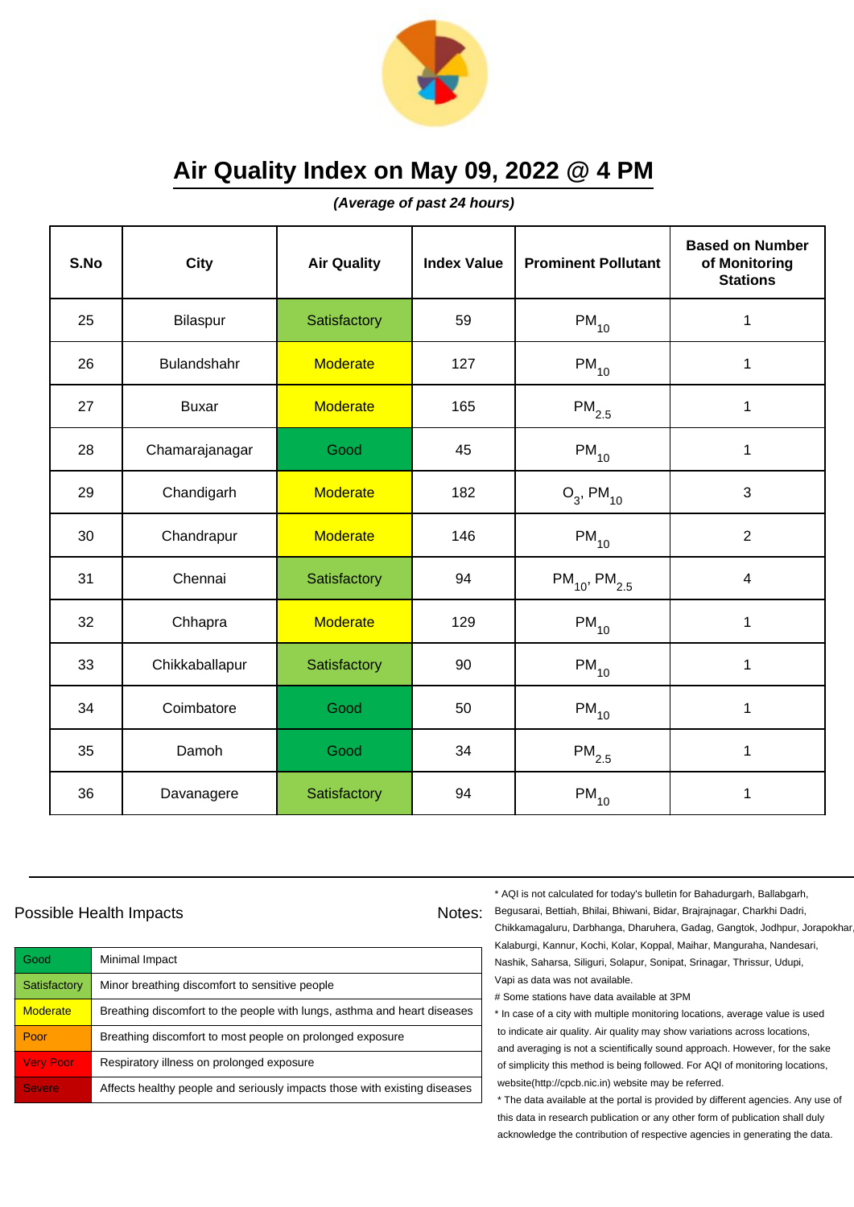# Air Quality Index on May 09, 2022 @ 4 PM

***(Average of past 24 hours)***

| S.No | City | Air Quality | Index Value | Prominent Pollutant | Based on Number of Monitoring Stations |
|---|---|---|---|---|---|
| 25 | Bilaspur | Satisfactory | 59 | $PM_{10}$ | 1 |
| 26 | Bulandshahr | Moderate | 127 | $PM_{10}$ | 1 |
| 27 | Buxar | Moderate | 165 | $PM_{2.5}$ | 1 |
| 28 | Chamarajanagar | Good | 45 | $PM_{10}$ | 1 |
| 29 | Chandigarh | Moderate | 182 | $O_3$, $PM_{10}$ | 3 |
| 30 | Chandrapur | Moderate | 146 | $PM_{10}$ | 2 |
| 31 | Chennai | Satisfactory | 94 | $PM_{10}$, $PM_{2.5}$ | 4 |
| 32 | Chhapra | Moderate | 129 | $PM_{10}$ | 1 |
| 33 | Chikkaballapur | Satisfactory | 90 | $PM_{10}$ | 1 |
| 34 | Coimbatore | Good | 50 | $PM_{10}$ | 1 |
| 35 | Damoh | Good | 34 | $PM_{2.5}$ | 1 |
| 36 | Davanagere | Satisfactory | 94 | $PM_{10}$ | 1 |

## Possible Health Impacts

| | |
|---|---|
| Good | Minimal Impact |
| Satisfactory | Minor breathing discomfort to sensitive people |
| Moderate | Breathing discomfort to the people with lungs, asthma and heart diseases |
| Poor | Breathing discomfort to most people on prolonged exposure |
| Very Poor | Respiratory illness on prolonged exposure |
| Severe | Affects healthy people and seriously impacts those with existing diseases |

## Notes:

* AQI is not calculated for today's bulletin for Bahadurgarh, Ballabgarh, Begusarai, Bettiah, Bhilai, Bhiwani, Bidar, Brajrajnagar, Charkhi Dadri, Chikkamagaluru, Darbhanga, Dharuhera, Gadag, Gangtok, Jodhpur, Jorapokhar, Kalaburgi, Kannur, Kochi, Kolar, Koppal, Maihar, Manguraha, Nandesari, Nashik, Saharsa, Siliguri, Solapur, Sonipat, Srinagar, Thrissur, Udupi, Vapi as data was not available.

# Some stations have data available at 3PM

* In case of a city with multiple monitoring locations, average value is used to indicate air quality. Air quality may show variations across locations, and averaging is not a scientifically sound approach. However, for the sake of simplicity this method is being followed. For AQI of monitoring locations, website(http://cpcb.nic.in) website may be referred.

* The data available at the portal is provided by different agencies. Any use of this data in research publication or any other form of publication shall duly acknowledge the contribution of respective agencies in generating the data.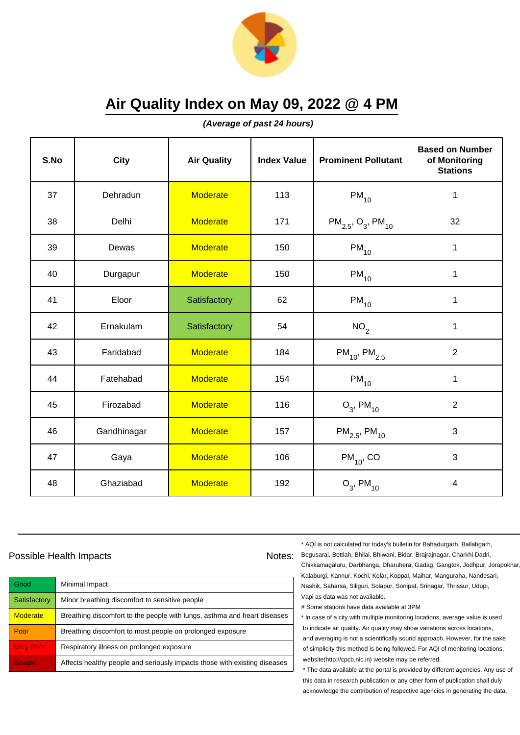# Air Quality Index on May 09, 2022 @ 4 PM

***(Average of past 24 hours)***

| S.No | City | Air Quality | Index Value | Prominent Pollutant | Based on Number of Monitoring Stations |
|---|---|---|---|---|---|
| 37 | Dehradun | Moderate | 113 | $PM_{10}$ | 1 |
| 38 | Delhi | Moderate | 171 | $PM_{2.5}$, $O_3$, $PM_{10}$ | 32 |
| 39 | Dewas | Moderate | 150 | $PM_{10}$ | 1 |
| 40 | Durgapur | Moderate | 150 | $PM_{10}$ | 1 |
| 41 | Eloor | Satisfactory | 62 | $PM_{10}$ | 1 |
| 42 | Ernakulam | Satisfactory | 54 | $NO_2$ | 1 |
| 43 | Faridabad | Moderate | 184 | $PM_{10}$, $PM_{2.5}$ | 2 |
| 44 | Fatehabad | Moderate | 154 | $PM_{10}$ | 1 |
| 45 | Firozabad | Moderate | 116 | $O_3$, $PM_{10}$ | 2 |
| 46 | Gandhinagar | Moderate | 157 | $PM_{2.5}$, $PM_{10}$ | 3 |
| 47 | Gaya | Moderate | 106 | $PM_{10}$, CO | 3 |
| 48 | Ghaziabad | Moderate | 192 | $O_3$, $PM_{10}$ | 4 |

## Possible Health Impacts

| | |
|---|---|
| Good | Minimal Impact |
| Satisfactory | Minor breathing discomfort to sensitive people |
| Moderate | Breathing discomfort to the people with lungs, asthma and heart diseases |
| Poor | Breathing discomfort to most people on prolonged exposure |
| Very Poor | Respiratory illness on prolonged exposure |
| Severe | Affects healthy people and seriously impacts those with existing diseases |

Notes:

* AQI is not calculated for today's bulletin for Bahadurgarh, Ballabgarh, Begusarai, Bettiah, Bhilai, Bhiwani, Bidar, Brajrajnagar, Charkhi Dadri, Chikkamagaluru, Darbhanga, Dharuhera, Gadag, Gangtok, Jodhpur, Jorapokhar, Kalaburgi, Kannur, Kochi, Kolar, Koppal, Maihar, Manguraha, Nandesari, Nashik, Saharsa, Siliguri, Solapur, Sonipat, Srinagar, Thrissur, Udupi, Vapi as data was not available.

# Some stations have data available at 3PM

* In case of a city with multiple monitoring locations, average value is used to indicate air quality. Air quality may show variations across locations, and averaging is not a scientifically sound approach. However, for the sake of simplicity this method is being followed. For AQI of monitoring locations, website(http://cpcb.nic.in) website may be referred.

* The data available at the portal is provided by different agencies. Any use of this data in research publication or any other form of publication shall duly acknowledge the contribution of respective agencies in generating the data.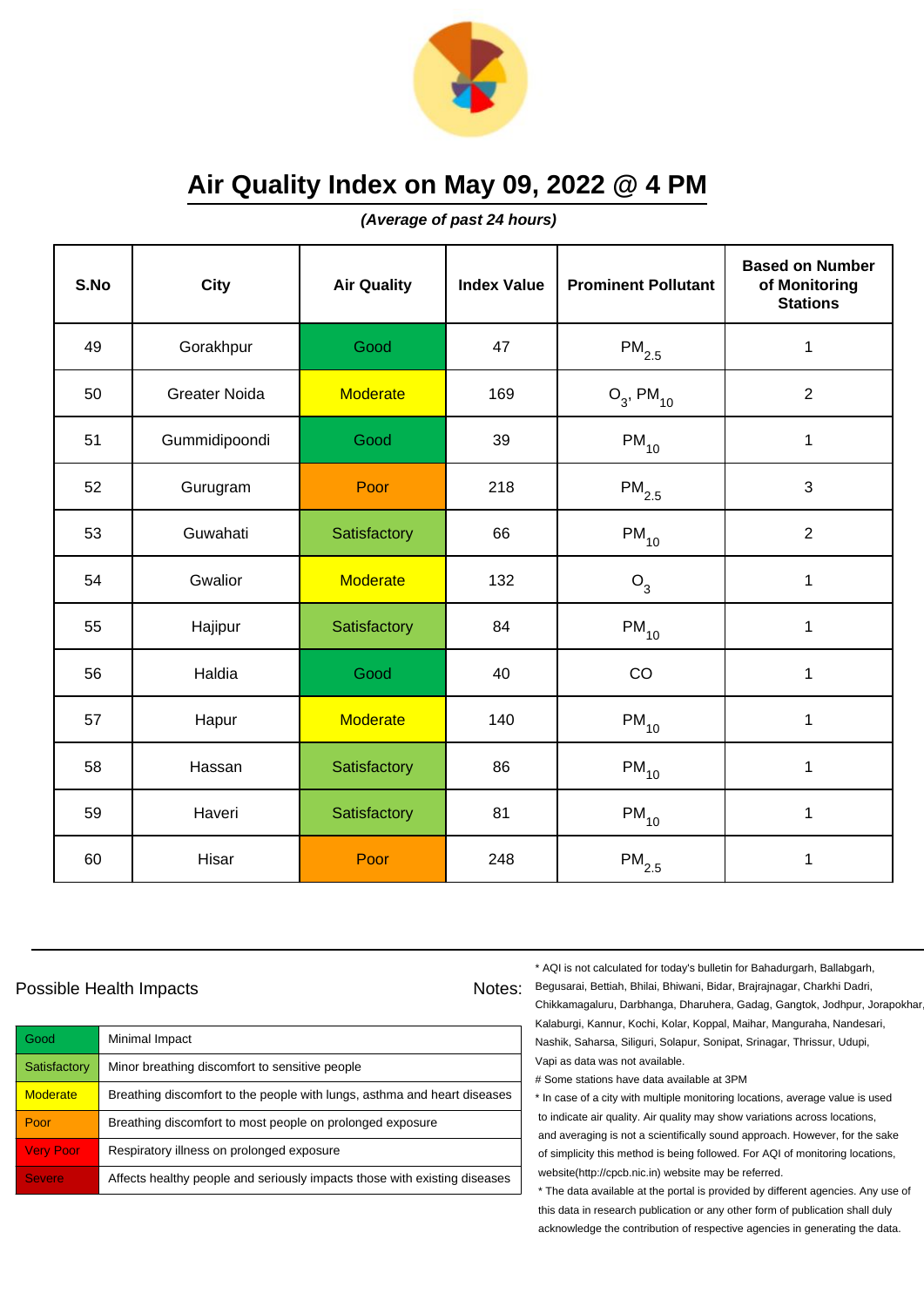# Air Quality Index on May 09, 2022 @ 4 PM

***(Average of past 24 hours)***

| S.No | City | Air Quality | Index Value | Prominent Pollutant | Based on Number of Monitoring Stations |
|---|---|---|---|---|---|
| 49 | Gorakhpur | Good | 47 | $PM_{2.5}$ | 1 |
| 50 | Greater Noida | Moderate | 169 | $O_3$, $PM_{10}$ | 2 |
| 51 | Gummidipoondi | Good | 39 | $PM_{10}$ | 1 |
| 52 | Gurugram | Poor | 218 | $PM_{2.5}$ | 3 |
| 53 | Guwahati | Satisfactory | 66 | $PM_{10}$ | 2 |
| 54 | Gwalior | Moderate | 132 | $O_3$ | 1 |
| 55 | Hajipur | Satisfactory | 84 | $PM_{10}$ | 1 |
| 56 | Haldia | Good | 40 | CO | 1 |
| 57 | Hapur | Moderate | 140 | $PM_{10}$ | 1 |
| 58 | Hassan | Satisfactory | 86 | $PM_{10}$ | 1 |
| 59 | Haveri | Satisfactory | 81 | $PM_{10}$ | 1 |
| 60 | Hisar | Poor | 248 | $PM_{2.5}$ | 1 |

## Possible Health Impacts

| | |
|---|---|
| Good | Minimal Impact |
| Satisfactory | Minor breathing discomfort to sensitive people |
| Moderate | Breathing discomfort to the people with lungs, asthma and heart diseases |
| Poor | Breathing discomfort to most people on prolonged exposure |
| Very Poor | Respiratory illness on prolonged exposure |
| Severe | Affects healthy people and seriously impacts those with existing diseases |

Notes:

\* AQI is not calculated for today's bulletin for Bahadurgarh, Ballabgarh, Begusarai, Bettiah, Bhilai, Bhiwani, Bidar, Brajrajnagar, Charkhi Dadri, Chikkamagaluru, Darbhanga, Dharuhera, Gadag, Gangtok, Jodhpur, Jorapokhar, Kalaburgi, Kannur, Kochi, Kolar, Koppal, Maihar, Manguraha, Nandesari, Nashik, Saharsa, Siliguri, Solapur, Sonipat, Srinagar, Thrissur, Udupi, Vapi as data was not available.

# Some stations have data available at 3PM

\* In case of a city with multiple monitoring locations, average value is used to indicate air quality. Air quality may show variations across locations, and averaging is not a scientifically sound approach. However, for the sake of simplicity this method is being followed. For AQI of monitoring locations, website(http://cpcb.nic.in) website may be referred.

\* The data available at the portal is provided by different agencies. Any use of this data in research publication or any other form of publication shall duly acknowledge the contribution of respective agencies in generating the data.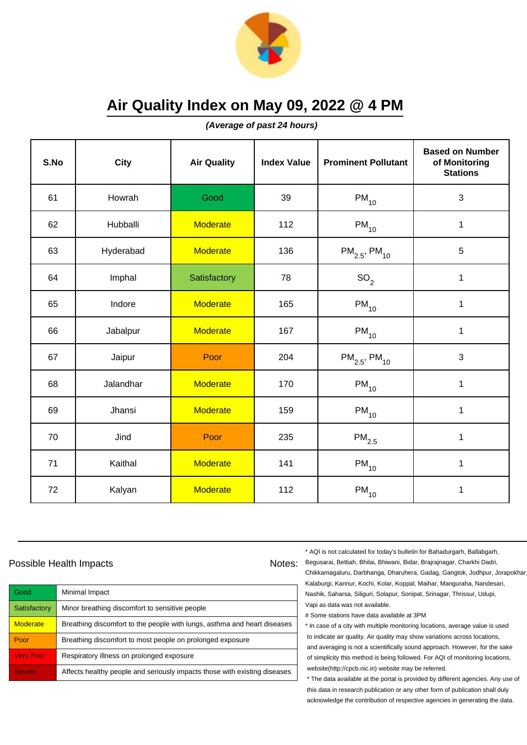# Air Quality Index on May 09, 2022 @ 4 PM

***(Average of past 24 hours)***

| S.No | City | Air Quality | Index Value | Prominent Pollutant | Based on Number of Monitoring Stations |
|---|---|---|---|---|---|
| 61 | Howrah | Good | 39 | $PM_{10}$ | 3 |
| 62 | Hubballi | Moderate | 112 | $PM_{10}$ | 1 |
| 63 | Hyderabad | Moderate | 136 | $PM_{2.5}$, $PM_{10}$ | 5 |
| 64 | Imphal | Satisfactory | 78 | $SO_2$ | 1 |
| 65 | Indore | Moderate | 165 | $PM_{10}$ | 1 |
| 66 | Jabalpur | Moderate | 167 | $PM_{10}$ | 1 |
| 67 | Jaipur | Poor | 204 | $PM_{2.5}$, $PM_{10}$ | 3 |
| 68 | Jalandhar | Moderate | 170 | $PM_{10}$ | 1 |
| 69 | Jhansi | Moderate | 159 | $PM_{10}$ | 1 |
| 70 | Jind | Poor | 235 | $PM_{2.5}$ | 1 |
| 71 | Kaithal | Moderate | 141 | $PM_{10}$ | 1 |
| 72 | Kalyan | Moderate | 112 | $PM_{10}$ | 1 |

## Possible Health Impacts

| | |
|---|---|
| Good | Minimal Impact |
| Satisfactory | Minor breathing discomfort to sensitive people |
| Moderate | Breathing discomfort to the people with lungs, asthma and heart diseases |
| Poor | Breathing discomfort to most people on prolonged exposure |
| Very Poor | Respiratory illness on prolonged exposure |
| Severe | Affects healthy people and seriously impacts those with existing diseases |

Notes:

* AQI is not calculated for today's bulletin for Bahadurgarh, Ballabgarh, Begusarai, Bettiah, Bhilai, Bhiwani, Bidar, Brajrajnagar, Charkhi Dadri, Chikkamagaluru, Darbhanga, Dharuhera, Gadag, Gangtok, Jodhpur, Jorapokhar, Kalaburgi, Kannur, Kochi, Kolar, Koppal, Maihar, Manguraha, Nandesari, Nashik, Saharsa, Siliguri, Solapur, Sonipat, Srinagar, Thrissur, Udupi, Vapi as data was not available.

# Some stations have data available at 3PM

* In case of a city with multiple monitoring locations, average value is used to indicate air quality. Air quality may show variations across locations, and averaging is not a scientifically sound approach. However, for the sake of simplicity this method is being followed. For AQI of monitoring locations, website(http://cpcb.nic.in) website may be referred.

* The data available at the portal is provided by different agencies. Any use of this data in research publication or any other form of publication shall duly acknowledge the contribution of respective agencies in generating the data.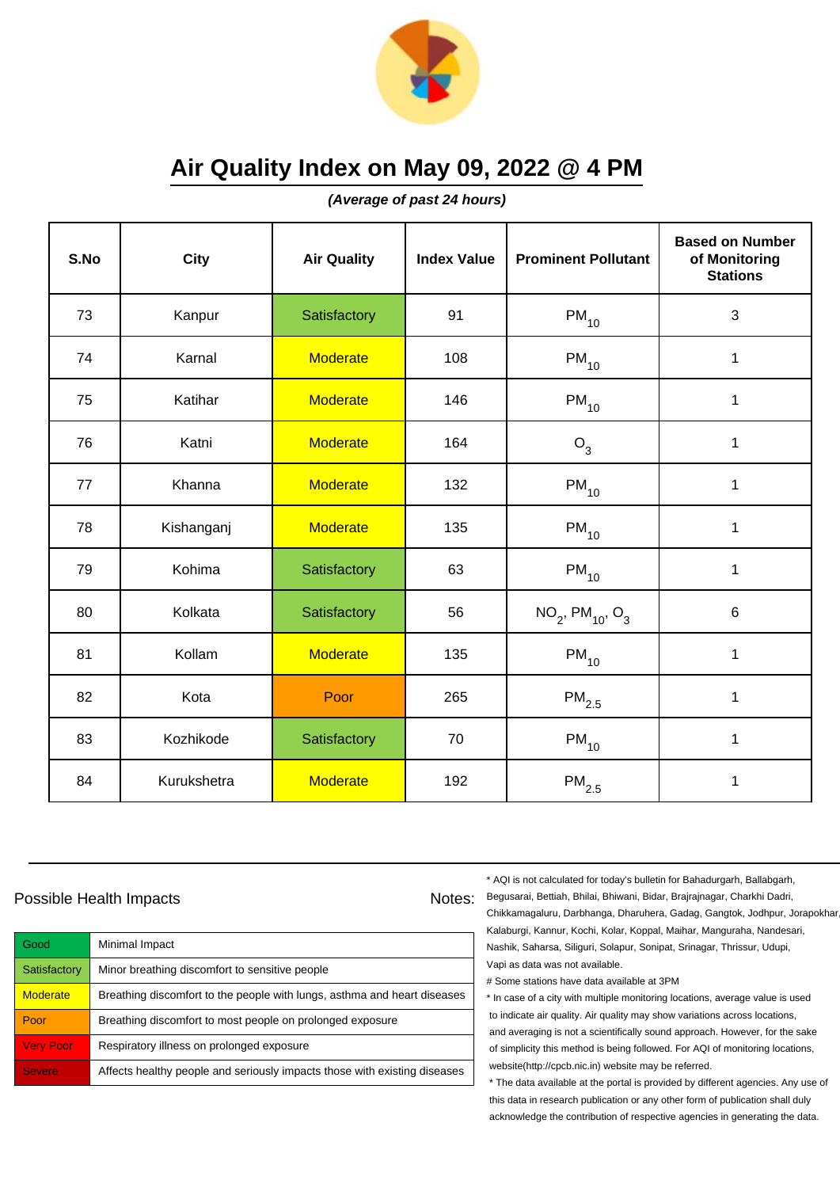# Air Quality Index on May 09, 2022 @ 4 PM

***(Average of past 24 hours)***

| S.No | City | Air Quality | Index Value | Prominent Pollutant | Based on Number of Monitoring Stations |
|---|---|---|---|---|---|
| 73 | Kanpur | Satisfactory | 91 | $PM_{10}$ | 3 |
| 74 | Karnal | Moderate | 108 | $PM_{10}$ | 1 |
| 75 | Katihar | Moderate | 146 | $PM_{10}$ | 1 |
| 76 | Katni | Moderate | 164 | $O_3$ | 1 |
| 77 | Khanna | Moderate | 132 | $PM_{10}$ | 1 |
| 78 | Kishanganj | Moderate | 135 | $PM_{10}$ | 1 |
| 79 | Kohima | Satisfactory | 63 | $PM_{10}$ | 1 |
| 80 | Kolkata | Satisfactory | 56 | $NO_2$, $PM_{10}$, $O_3$ | 6 |
| 81 | Kollam | Moderate | 135 | $PM_{10}$ | 1 |
| 82 | Kota | Poor | 265 | $PM_{2.5}$ | 1 |
| 83 | Kozhikode | Satisfactory | 70 | $PM_{10}$ | 1 |
| 84 | Kurukshetra | Moderate | 192 | $PM_{2.5}$ | 1 |

Possible Health Impacts

| | |
|---|---|
| Good | Minimal Impact |
| Satisfactory | Minor breathing discomfort to sensitive people |
| Moderate | Breathing discomfort to the people with lungs, asthma and heart diseases |
| Poor | Breathing discomfort to most people on prolonged exposure |
| Very Poor | Respiratory illness on prolonged exposure |
| Severe | Affects healthy people and seriously impacts those with existing diseases |

Notes:

* AQI is not calculated for today's bulletin for Bahadurgarh, Ballabgarh, Begusarai, Bettiah, Bhilai, Bhiwani, Bidar, Brajrajnagar, Charkhi Dadri, Chikkamagaluru, Darbhanga, Dharuhera, Gadag, Gangtok, Jodhpur, Jorapokhar, Kalaburgi, Kannur, Kochi, Kolar, Koppal, Maihar, Manguraha, Nandesari, Nashik, Saharsa, Siliguri, Solapur, Sonipat, Srinagar, Thrissur, Udupi, Vapi as data was not available.

# Some stations have data available at 3PM

* In case of a city with multiple monitoring locations, average value is used to indicate air quality. Air quality may show variations across locations, and averaging is not a scientifically sound approach. However, for the sake of simplicity this method is being followed. For AQI of monitoring locations, website(http://cpcb.nic.in) website may be referred.

* The data available at the portal is provided by different agencies. Any use of this data in research publication or any other form of publication shall duly acknowledge the contribution of respective agencies in generating the data.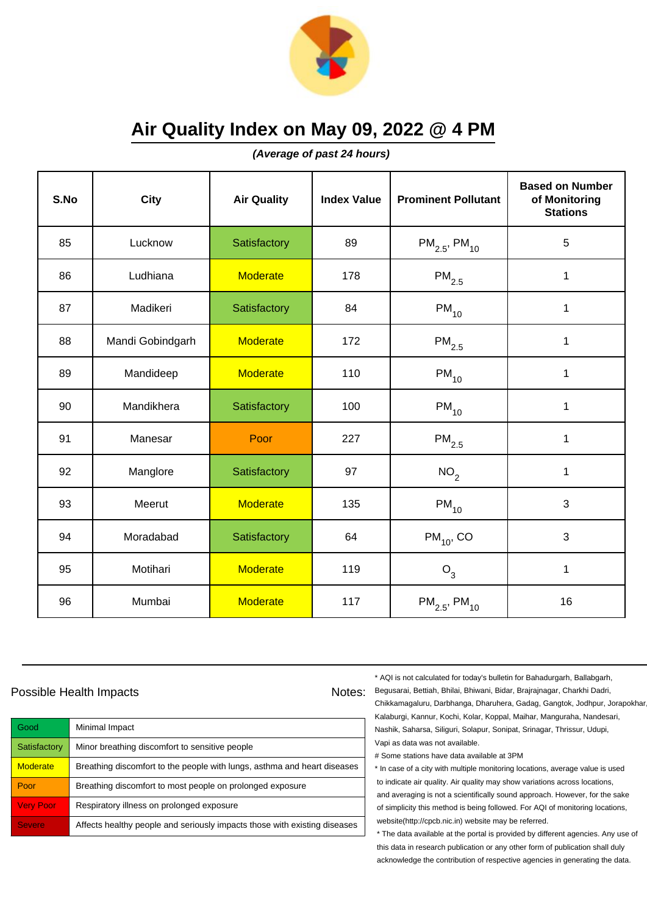# Air Quality Index on May 09, 2022 @ 4 PM

***(Average of past 24 hours)***

| S.No | City | Air Quality | Index Value | Prominent Pollutant | Based on Number of Monitoring Stations |
|---|---|---|---|---|---|
| 85 | Lucknow | Satisfactory | 89 | $PM_{2.5}$, $PM_{10}$ | 5 |
| 86 | Ludhiana | Moderate | 178 | $PM_{2.5}$ | 1 |
| 87 | Madikeri | Satisfactory | 84 | $PM_{10}$ | 1 |
| 88 | Mandi Gobindgarh | Moderate | 172 | $PM_{2.5}$ | 1 |
| 89 | Mandideep | Moderate | 110 | $PM_{10}$ | 1 |
| 90 | Mandikhera | Satisfactory | 100 | $PM_{10}$ | 1 |
| 91 | Manesar | Poor | 227 | $PM_{2.5}$ | 1 |
| 92 | Manglore | Satisfactory | 97 | $NO_2$ | 1 |
| 93 | Meerut | Moderate | 135 | $PM_{10}$ | 3 |
| 94 | Moradabad | Satisfactory | 64 | $PM_{10}$, CO | 3 |
| 95 | Motihari | Moderate | 119 | $O_3$ | 1 |
| 96 | Mumbai | Moderate | 117 | $PM_{2.5}$, $PM_{10}$ | 16 |

## Possible Health Impacts

| | |
|---|---|
| Good | Minimal Impact |
| Satisfactory | Minor breathing discomfort to sensitive people |
| Moderate | Breathing discomfort to the people with lungs, asthma and heart diseases |
| Poor | Breathing discomfort to most people on prolonged exposure |
| Very Poor | Respiratory illness on prolonged exposure |
| Severe | Affects healthy people and seriously impacts those with existing diseases |

## Notes:

* AQI is not calculated for today's bulletin for Bahadurgarh, Ballabgarh, Begusarai, Bettiah, Bhilai, Bhiwani, Bidar, Brajrajnagar, Charkhi Dadri, Chikkamagaluru, Darbhanga, Dharuhera, Gadag, Gangtok, Jodhpur, Jorapokhar, Kalaburgi, Kannur, Kochi, Kolar, Koppal, Maihar, Manguraha, Nandesari, Nashik, Saharsa, Siliguri, Solapur, Sonipat, Srinagar, Thrissur, Udupi, Vapi as data was not available.

# Some stations have data available at 3PM

* In case of a city with multiple monitoring locations, average value is used to indicate air quality. Air quality may show variations across locations, and averaging is not a scientifically sound approach. However, for the sake of simplicity this method is being followed. For AQI of monitoring locations, website(http://cpcb.nic.in) website may be referred.

* The data available at the portal is provided by different agencies. Any use of this data in research publication or any other form of publication shall duly acknowledge the contribution of respective agencies in generating the data.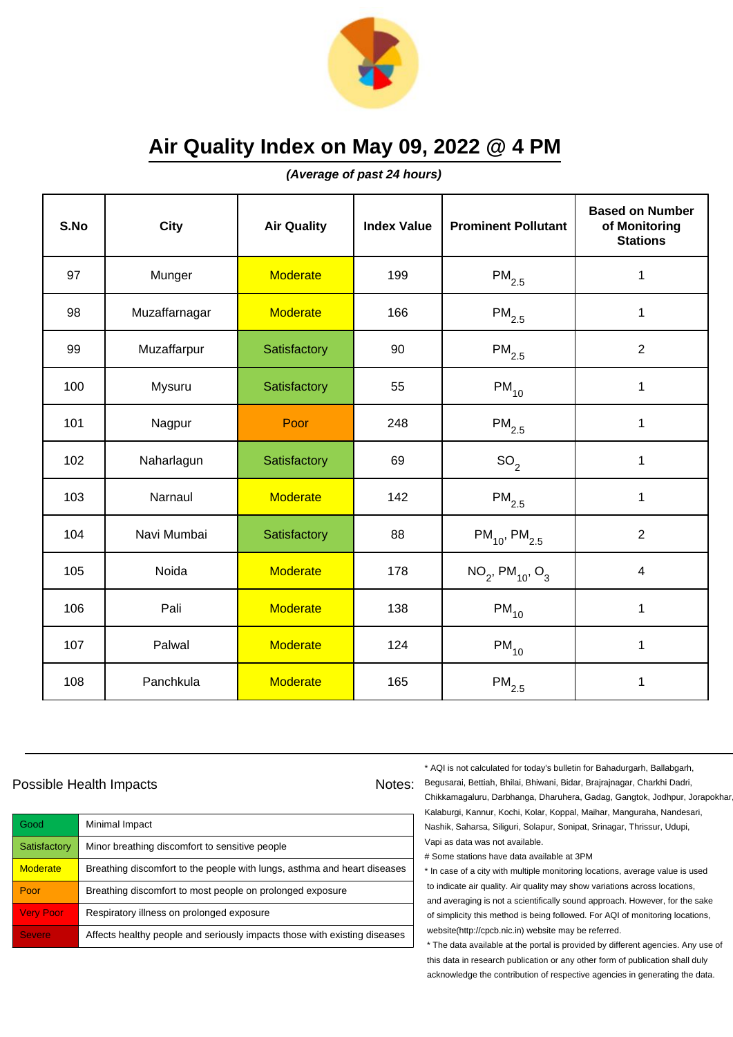# Air Quality Index on May 09, 2022 @ 4 PM

***(Average of past 24 hours)***

| S.No | City | Air Quality | Index Value | Prominent Pollutant | Based on Number of Monitoring Stations |
|---|---|---|---|---|---|
| 97 | Munger | Moderate | 199 | $PM_{2.5}$ | 1 |
| 98 | Muzaffarnagar | Moderate | 166 | $PM_{2.5}$ | 1 |
| 99 | Muzaffarpur | Satisfactory | 90 | $PM_{2.5}$ | 2 |
| 100 | Mysuru | Satisfactory | 55 | $PM_{10}$ | 1 |
| 101 | Nagpur | Poor | 248 | $PM_{2.5}$ | 1 |
| 102 | Naharlagun | Satisfactory | 69 | $SO_2$ | 1 |
| 103 | Narnaul | Moderate | 142 | $PM_{2.5}$ | 1 |
| 104 | Navi Mumbai | Satisfactory | 88 | $PM_{10}$, $PM_{2.5}$ | 2 |
| 105 | Noida | Moderate | 178 | $NO_2$, $PM_{10}$, $O_3$ | 4 |
| 106 | Pali | Moderate | 138 | $PM_{10}$ | 1 |
| 107 | Palwal | Moderate | 124 | $PM_{10}$ | 1 |
| 108 | Panchkula | Moderate | 165 | $PM_{2.5}$ | 1 |

Possible Health Impacts

| | |
|---|---|
| Good | Minimal Impact |
| Satisfactory | Minor breathing discomfort to sensitive people |
| Moderate | Breathing discomfort to the people with lungs, asthma and heart diseases |
| Poor | Breathing discomfort to most people on prolonged exposure |
| Very Poor | Respiratory illness on prolonged exposure |
| Severe | Affects healthy people and seriously impacts those with existing diseases |

Notes:

\* AQI is not calculated for today's bulletin for Bahadurgarh, Ballabgarh, Begusarai, Bettiah, Bhilai, Bhiwani, Bidar, Brajrajnagar, Charkhi Dadri, Chikkamagaluru, Darbhanga, Dharuhera, Gadag, Gangtok, Jodhpur, Jorapokhar, Kalaburgi, Kannur, Kochi, Kolar, Koppal, Maihar, Manguraha, Nandesari, Nashik, Saharsa, Siliguri, Solapur, Sonipat, Srinagar, Thrissur, Udupi, Vapi as data was not available.

\# Some stations have data available at 3PM

\* In case of a city with multiple monitoring locations, average value is used to indicate air quality. Air quality may show variations across locations, and averaging is not a scientifically sound approach. However, for the sake of simplicity this method is being followed. For AQI of monitoring locations, website(http://cpcb.nic.in) website may be referred.

\* The data available at the portal is provided by different agencies. Any use of this data in research publication or any other form of publication shall duly acknowledge the contribution of respective agencies in generating the data.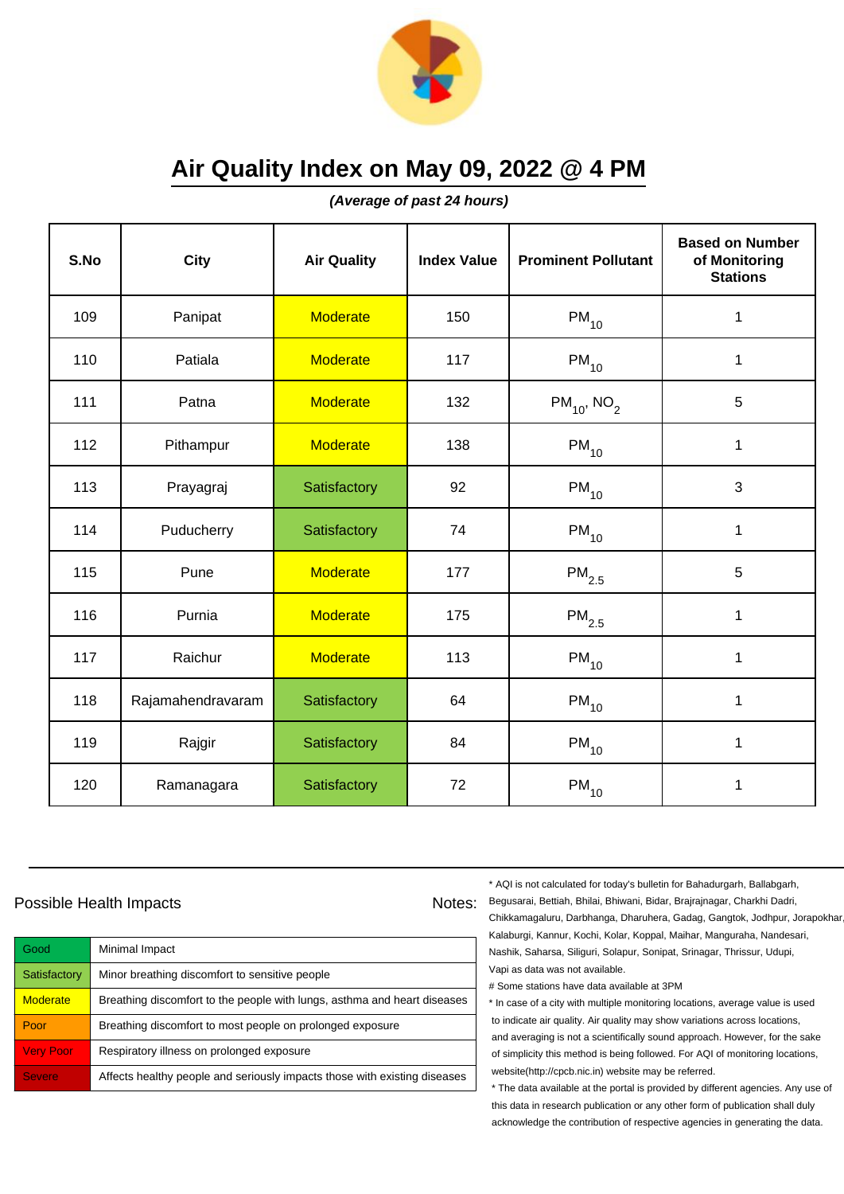# Air Quality Index on May 09, 2022 @ 4 PM

***(Average of past 24 hours)***

| S.No | City | Air Quality | Index Value | Prominent Pollutant | Based on Number of Monitoring Stations |
|---|---|---|---|---|---|
| 109 | Panipat | Moderate | 150 | $PM_{10}$ | 1 |
| 110 | Patiala | Moderate | 117 | $PM_{10}$ | 1 |
| 111 | Patna | Moderate | 132 | $PM_{10}$, $NO_2$ | 5 |
| 112 | Pithampur | Moderate | 138 | $PM_{10}$ | 1 |
| 113 | Prayagraj | Satisfactory | 92 | $PM_{10}$ | 3 |
| 114 | Puducherry | Satisfactory | 74 | $PM_{10}$ | 1 |
| 115 | Pune | Moderate | 177 | $PM_{2.5}$ | 5 |
| 116 | Purnia | Moderate | 175 | $PM_{2.5}$ | 1 |
| 117 | Raichur | Moderate | 113 | $PM_{10}$ | 1 |
| 118 | Rajamahendravaram | Satisfactory | 64 | $PM_{10}$ | 1 |
| 119 | Rajgir | Satisfactory | 84 | $PM_{10}$ | 1 |
| 120 | Ramanagara | Satisfactory | 72 | $PM_{10}$ | 1 |

## Possible Health Impacts

| | |
|---|---|
| Good | Minimal Impact |
| Satisfactory | Minor breathing discomfort to sensitive people |
| Moderate | Breathing discomfort to the people with lungs, asthma and heart diseases |
| Poor | Breathing discomfort to most people on prolonged exposure |
| Very Poor | Respiratory illness on prolonged exposure |
| Severe | Affects healthy people and seriously impacts those with existing diseases |

Notes:

* AQI is not calculated for today's bulletin for Bahadurgarh, Ballabgarh, Begusarai, Bettiah, Bhilai, Bhiwani, Bidar, Brajrajnagar, Charkhi Dadri, Chikkamagaluru, Darbhanga, Dharuhera, Gadag, Gangtok, Jodhpur, Jorapokhar, Kalaburgi, Kannur, Kochi, Kolar, Koppal, Maihar, Manguraha, Nandesari, Nashik, Saharsa, Siliguri, Solapur, Sonipat, Srinagar, Thrissur, Udupi, Vapi as data was not available.

# Some stations have data available at 3PM

* In case of a city with multiple monitoring locations, average value is used to indicate air quality. Air quality may show variations across locations, and averaging is not a scientifically sound approach. However, for the sake of simplicity this method is being followed. For AQI of monitoring locations, website(http://cpcb.nic.in) website may be referred.

* The data available at the portal is provided by different agencies. Any use of this data in research publication or any other form of publication shall duly acknowledge the contribution of respective agencies in generating the data.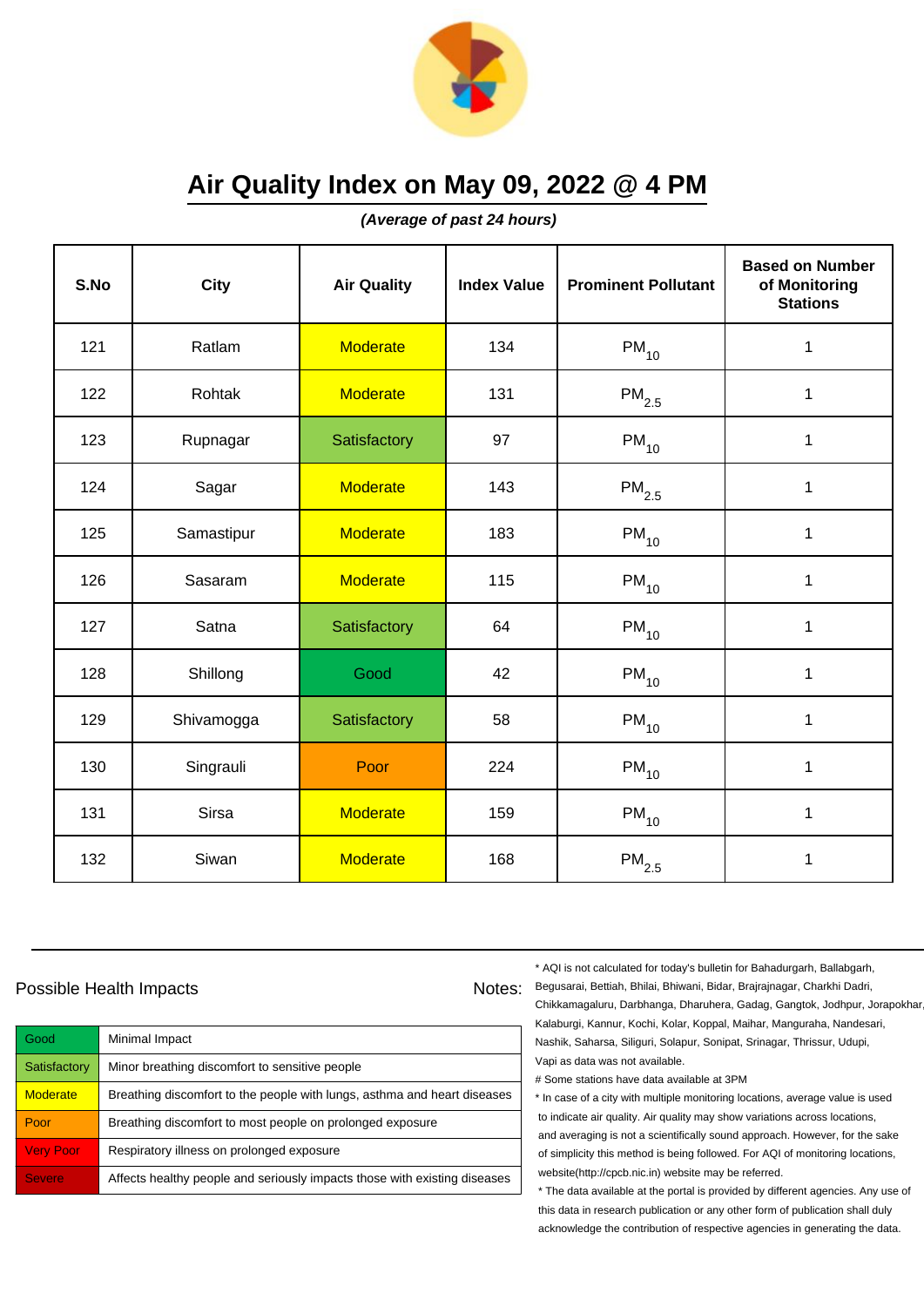# Air Quality Index on May 09, 2022 @ 4 PM

***(Average of past 24 hours)***

| S.No | City | Air Quality | Index Value | Prominent Pollutant | Based on Number of Monitoring Stations |
|---|---|---|---|---|---|
| 121 | Ratlam | Moderate | 134 | $PM_{10}$ | 1 |
| 122 | Rohtak | Moderate | 131 | $PM_{2.5}$ | 1 |
| 123 | Rupnagar | Satisfactory | 97 | $PM_{10}$ | 1 |
| 124 | Sagar | Moderate | 143 | $PM_{2.5}$ | 1 |
| 125 | Samastipur | Moderate | 183 | $PM_{10}$ | 1 |
| 126 | Sasaram | Moderate | 115 | $PM_{10}$ | 1 |
| 127 | Satna | Satisfactory | 64 | $PM_{10}$ | 1 |
| 128 | Shillong | Good | 42 | $PM_{10}$ | 1 |
| 129 | Shivamogga | Satisfactory | 58 | $PM_{10}$ | 1 |
| 130 | Singrauli | Poor | 224 | $PM_{10}$ | 1 |
| 131 | Sirsa | Moderate | 159 | $PM_{10}$ | 1 |
| 132 | Siwan | Moderate | 168 | $PM_{2.5}$ | 1 |

Possible Health Impacts

| | |
|---|---|
| Good | Minimal Impact |
| Satisfactory | Minor breathing discomfort to sensitive people |
| Moderate | Breathing discomfort to the people with lungs, asthma and heart diseases |
| Poor | Breathing discomfort to most people on prolonged exposure |
| Very Poor | Respiratory illness on prolonged exposure |
| Severe | Affects healthy people and seriously impacts those with existing diseases |

Notes:

* AQI is not calculated for today's bulletin for Bahadurgarh, Ballabgarh, Begusarai, Bettiah, Bhilai, Bhiwani, Bidar, Brajrajnagar, Charkhi Dadri, Chikkamagaluru, Darbhanga, Dharuhera, Gadag, Gangtok, Jodhpur, Jorapokhar, Kalaburgi, Kannur, Kochi, Kolar, Koppal, Maihar, Manguraha, Nandesari, Nashik, Saharsa, Siliguri, Solapur, Sonipat, Srinagar, Thrissur, Udupi, Vapi as data was not available.

# Some stations have data available at 3PM

* In case of a city with multiple monitoring locations, average value is used to indicate air quality. Air quality may show variations across locations, and averaging is not a scientifically sound approach. However, for the sake of simplicity this method is being followed. For AQI of monitoring locations, website(http://cpcb.nic.in) website may be referred.

* The data available at the portal is provided by different agencies. Any use of this data in research publication or any other form of publication shall duly acknowledge the contribution of respective agencies in generating the data.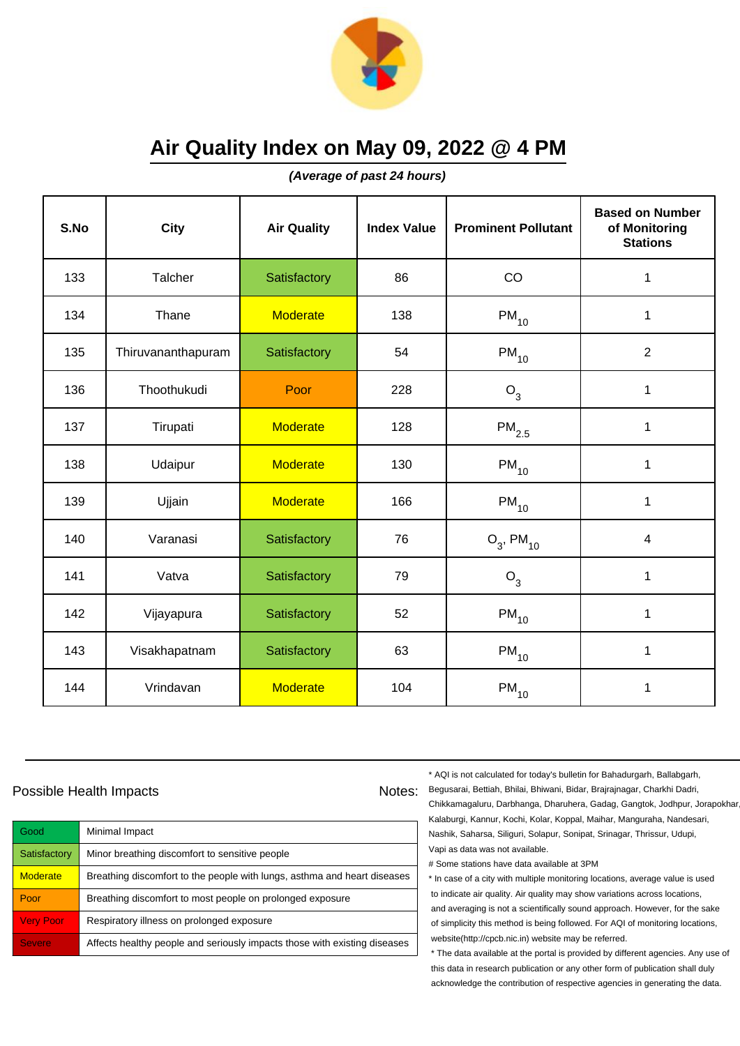# Air Quality Index on May 09, 2022 @ 4 PM

***(Average of past 24 hours)***

| S.No | City | Air Quality | Index Value | Prominent Pollutant | Based on Number of Monitoring Stations |
|---|---|---|---|---|---|
| 133 | Talcher | Satisfactory | 86 | CO | 1 |
| 134 | Thane | Moderate | 138 | $PM_{10}$ | 1 |
| 135 | Thiruvananthapuram | Satisfactory | 54 | $PM_{10}$ | 2 |
| 136 | Thoothukudi | Poor | 228 | $O_3$ | 1 |
| 137 | Tirupati | Moderate | 128 | $PM_{2.5}$ | 1 |
| 138 | Udaipur | Moderate | 130 | $PM_{10}$ | 1 |
| 139 | Ujjain | Moderate | 166 | $PM_{10}$ | 1 |
| 140 | Varanasi | Satisfactory | 76 | $O_3$, $PM_{10}$ | 4 |
| 141 | Vatva | Satisfactory | 79 | $O_3$ | 1 |
| 142 | Vijayapura | Satisfactory | 52 | $PM_{10}$ | 1 |
| 143 | Visakhapatnam | Satisfactory | 63 | $PM_{10}$ | 1 |
| 144 | Vrindavan | Moderate | 104 | $PM_{10}$ | 1 |

Possible Health Impacts

| | |
|---|---|
| Good | Minimal Impact |
| Satisfactory | Minor breathing discomfort to sensitive people |
| Moderate | Breathing discomfort to the people with lungs, asthma and heart diseases |
| Poor | Breathing discomfort to most people on prolonged exposure |
| Very Poor | Respiratory illness on prolonged exposure |
| Severe | Affects healthy people and seriously impacts those with existing diseases |

Notes:

* AQI is not calculated for today's bulletin for Bahadurgarh, Ballabgarh, Begusarai, Bettiah, Bhilai, Bhiwani, Bidar, Brajrajnagar, Charkhi Dadri, Chikkamagaluru, Darbhanga, Dharuhera, Gadag, Gangtok, Jodhpur, Jorapokhar, Kalaburgi, Kannur, Kochi, Kolar, Koppal, Maihar, Manguraha, Nandesari, Nashik, Saharsa, Siliguri, Solapur, Sonipat, Srinagar, Thrissur, Udupi, Vapi as data was not available.

# Some stations have data available at 3PM

* In case of a city with multiple monitoring locations, average value is used to indicate air quality. Air quality may show variations across locations, and averaging is not a scientifically sound approach. However, for the sake of simplicity this method is being followed. For AQI of monitoring locations, website(http://cpcb.nic.in) website may be referred.

* The data available at the portal is provided by different agencies. Any use of this data in research publication or any other form of publication shall duly acknowledge the contribution of respective agencies in generating the data.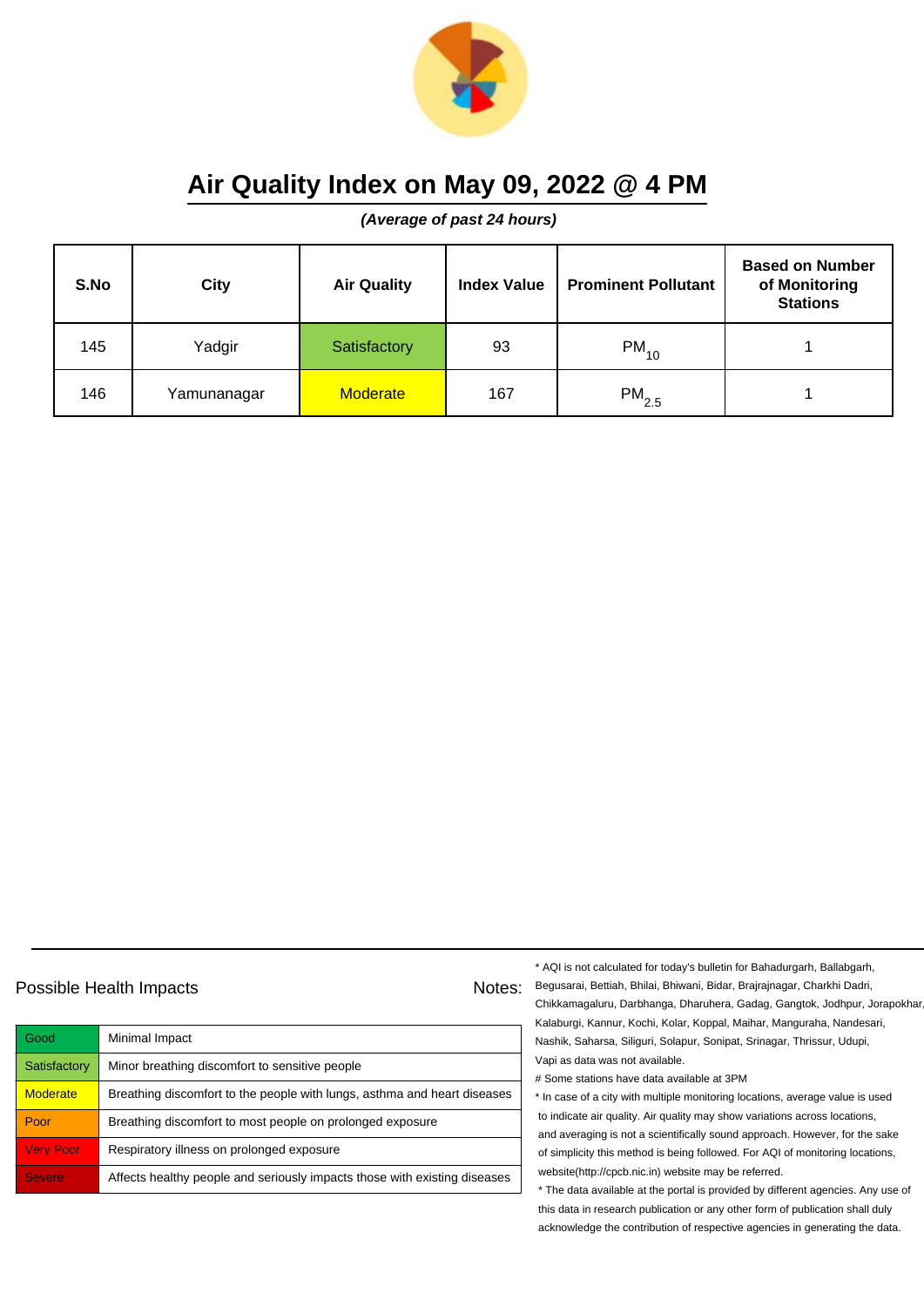# Air Quality Index on May 09, 2022 @ 4 PM

***(Average of past 24 hours)***

| S.No | City | Air Quality | Index Value | Prominent Pollutant | Based on Number of Monitoring Stations |
|---|---|---|---|---|---|
| 145 | Yadgir | Satisfactory | 93 | $PM_{10}$ | 1 |
| 146 | Yamunanagar | Moderate | 167 | $PM_{2.5}$ | 1 |

## Possible Health Impacts

| | |
|---|---|
| Good | Minimal Impact |
| Satisfactory | Minor breathing discomfort to sensitive people |
| Moderate | Breathing discomfort to the people with lungs, asthma and heart diseases |
| Poor | Breathing discomfort to most people on prolonged exposure |
| Very Poor | Respiratory illness on prolonged exposure |
| Severe | Affects healthy people and seriously impacts those with existing diseases |

Notes:

* AQI is not calculated for today's bulletin for Bahadurgarh, Ballabgarh, Begusarai, Bettiah, Bhilai, Bhiwani, Bidar, Brajrajnagar, Charkhi Dadri, Chikkamagaluru, Darbhanga, Dharuhera, Gadag, Gangtok, Jodhpur, Jorapokhar, Kalaburgi, Kannur, Kochi, Kolar, Koppal, Maihar, Manguraha, Nandesari, Nashik, Saharsa, Siliguri, Solapur, Sonipat, Srinagar, Thrissur, Udupi, Vapi as data was not available.

# Some stations have data available at 3PM

* In case of a city with multiple monitoring locations, average value is used to indicate air quality. Air quality may show variations across locations, and averaging is not a scientifically sound approach. However, for the sake of simplicity this method is being followed. For AQI of monitoring locations, website(http://cpcb.nic.in) website may be referred.

* The data available at the portal is provided by different agencies. Any use of this data in research publication or any other form of publication shall duly acknowledge the contribution of respective agencies in generating the data.